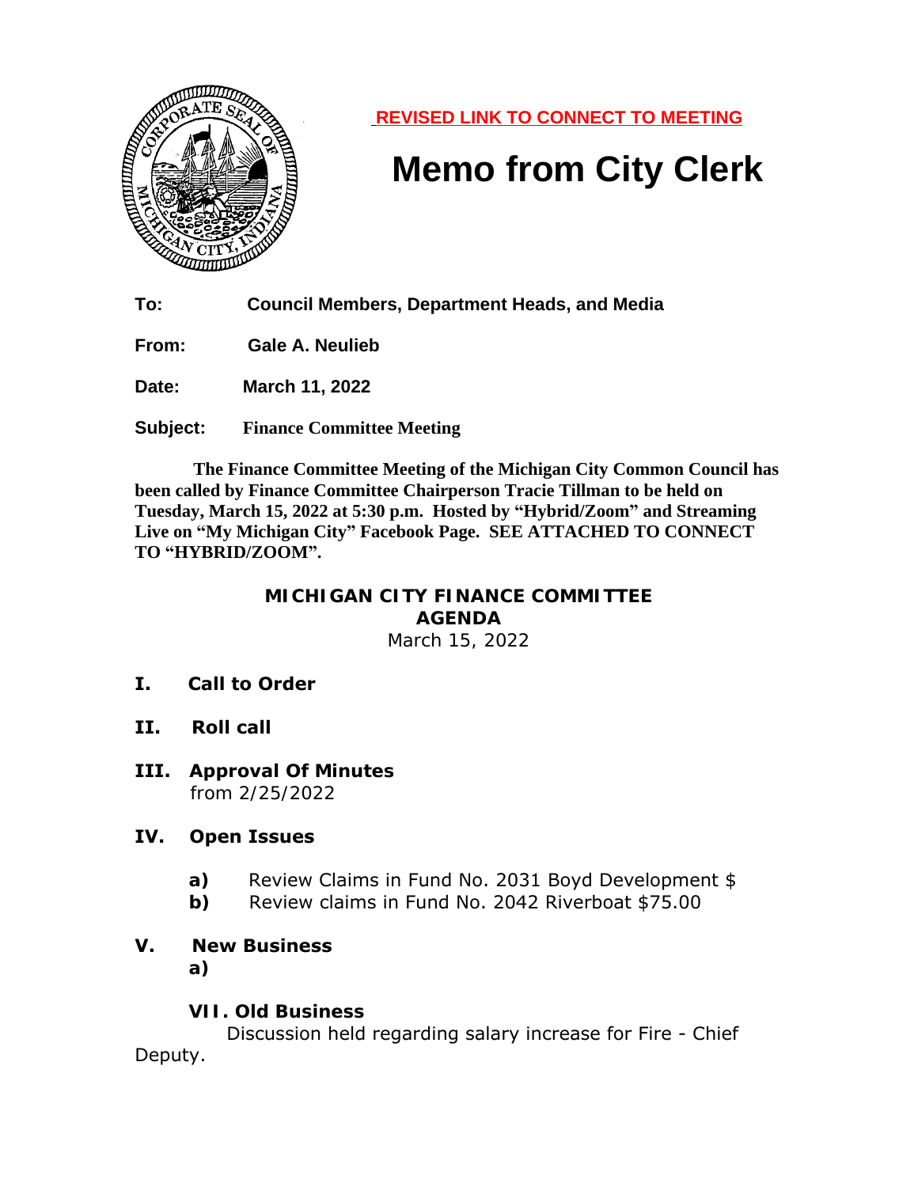**REVISED LINK TO CONNECT TO MEETING**

# Memo from City Clerk

**To:** Council Members, Department Heads, and Media

**From:** Gale A. Neulieb

**Date:** March 11, 2022

**Subject:** Finance Committee Meeting

**The Finance Committee Meeting of the Michigan City Common Council has been called by Finance Committee Chairperson Tracie Tillman to be held on Tuesday, March 15, 2022 at 5:30 p.m. Hosted by "Hybrid/Zoom" and Streaming Live on "My Michigan City" Facebook Page. SEE ATTACHED TO CONNECT TO "HYBRID/ZOOM".**

## MICHIGAN CITY FINANCE COMMITTEE AGENDA

March 15, 2022

**I. Call to Order**

**II. Roll call**

**III. Approval Of Minutes**
from 2/25/2022

**IV. Open Issues**

- **a)** Review Claims in Fund No. 2031 Boyd Development $
- **b)** Review claims in Fund No. 2042 Riverboat $75.00

**V. New Business**

**a)**

**VII. Old Business**

Discussion held regarding salary increase for Fire - Chief Deputy.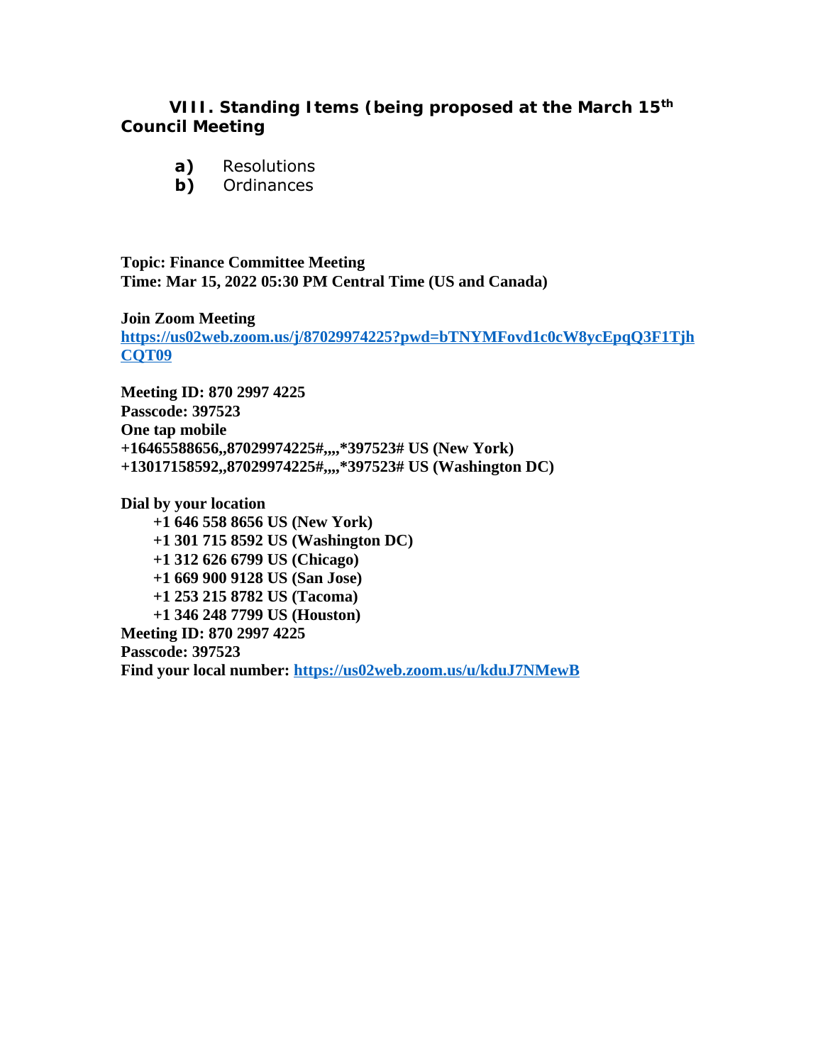## VIII. Standing Items (being proposed at the March 15th Council Meeting

- **a)** Resolutions
- **b)** Ordinances

**Topic: Finance Committee Meeting**
**Time: Mar 15, 2022 05:30 PM Central Time (US and Canada)**

**Join Zoom Meeting**
**https://us02web.zoom.us/j/87029974225?pwd=bTNYMFovd1c0cW8ycEpqQ3F1TjhCQT09**

**Meeting ID: 870 2997 4225**
**Passcode: 397523**
**One tap mobile**
**+16465588656,,87029974225#,,,,*397523# US (New York)**
**+13017158592,,87029974225#,,,,*397523# US (Washington DC)**

**Dial by your location**
**+1 646 558 8656 US (New York)**
**+1 301 715 8592 US (Washington DC)**
**+1 312 626 6799 US (Chicago)**
**+1 669 900 9128 US (San Jose)**
**+1 253 215 8782 US (Tacoma)**
**+1 346 248 7799 US (Houston)**
**Meeting ID: 870 2997 4225**
**Passcode: 397523**
**Find your local number: https://us02web.zoom.us/u/kduJ7NMewB**